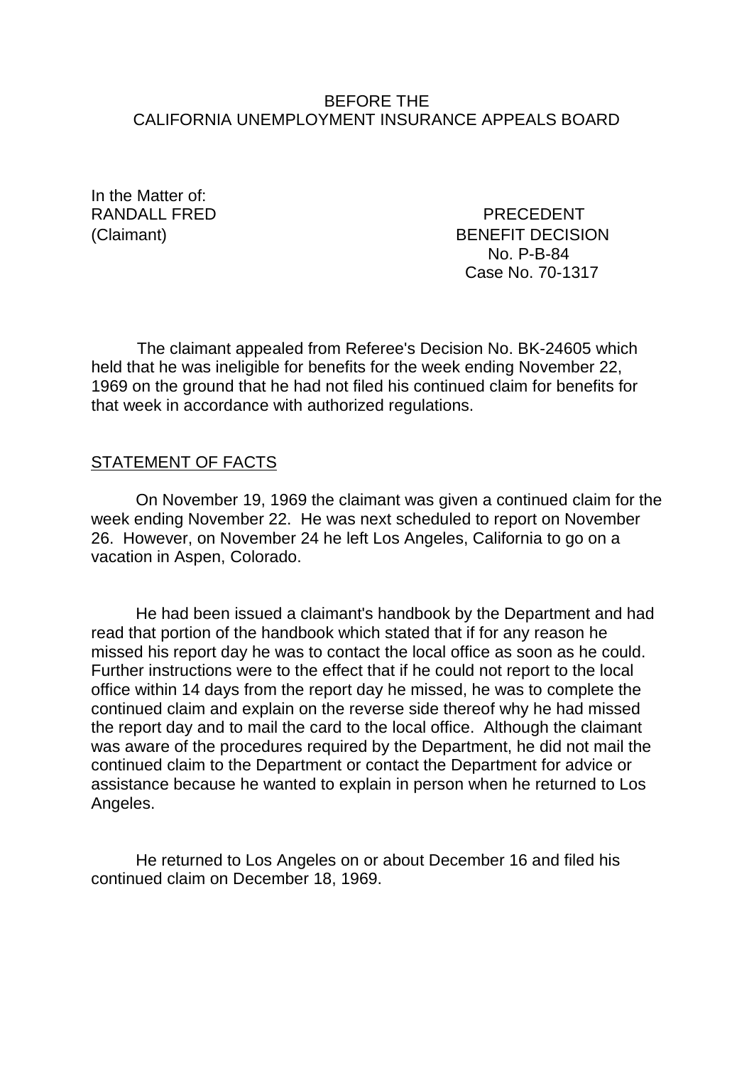BEFORE THE
CALIFORNIA UNEMPLOYMENT INSURANCE APPEALS BOARD

In the Matter of:
RANDALL FRED
(Claimant)

PRECEDENT
BENEFIT DECISION
No. P-B-84
Case No. 70-1317

The claimant appealed from Referee's Decision No. BK-24605 which held that he was ineligible for benefits for the week ending November 22, 1969 on the ground that he had not filed his continued claim for benefits for that week in accordance with authorized regulations.

## STATEMENT OF FACTS

On November 19, 1969 the claimant was given a continued claim for the week ending November 22. He was next scheduled to report on November 26. However, on November 24 he left Los Angeles, California to go on a vacation in Aspen, Colorado.

He had been issued a claimant's handbook by the Department and had read that portion of the handbook which stated that if for any reason he missed his report day he was to contact the local office as soon as he could. Further instructions were to the effect that if he could not report to the local office within 14 days from the report day he missed, he was to complete the continued claim and explain on the reverse side thereof why he had missed the report day and to mail the card to the local office. Although the claimant was aware of the procedures required by the Department, he did not mail the continued claim to the Department or contact the Department for advice or assistance because he wanted to explain in person when he returned to Los Angeles.

He returned to Los Angeles on or about December 16 and filed his continued claim on December 18, 1969.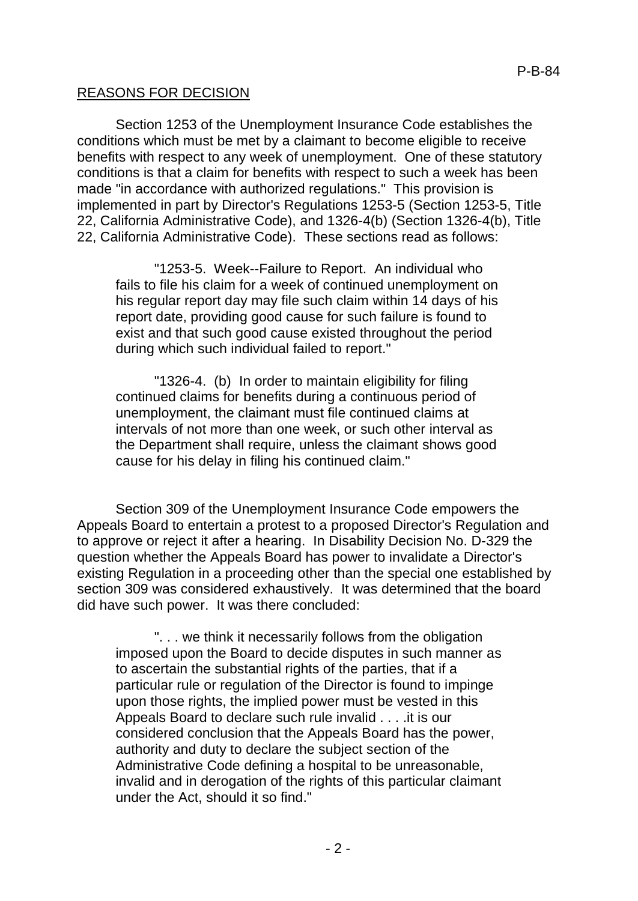## REASONS FOR DECISION

Section 1253 of the Unemployment Insurance Code establishes the conditions which must be met by a claimant to become eligible to receive benefits with respect to any week of unemployment. One of these statutory conditions is that a claim for benefits with respect to such a week has been made "in accordance with authorized regulations." This provision is implemented in part by Director's Regulations 1253-5 (Section 1253-5, Title 22, California Administrative Code), and 1326-4(b) (Section 1326-4(b), Title 22, California Administrative Code). These sections read as follows:

> "1253-5. Week--Failure to Report. An individual who fails to file his claim for a week of continued unemployment on his regular report day may file such claim within 14 days of his report date, providing good cause for such failure is found to exist and that such good cause existed throughout the period during which such individual failed to report."

> "1326-4. (b) In order to maintain eligibility for filing continued claims for benefits during a continuous period of unemployment, the claimant must file continued claims at intervals of not more than one week, or such other interval as the Department shall require, unless the claimant shows good cause for his delay in filing his continued claim."

Section 309 of the Unemployment Insurance Code empowers the Appeals Board to entertain a protest to a proposed Director's Regulation and to approve or reject it after a hearing. In Disability Decision No. D-329 the question whether the Appeals Board has power to invalidate a Director's existing Regulation in a proceeding other than the special one established by section 309 was considered exhaustively. It was determined that the board did have such power. It was there concluded:

> ". . . we think it necessarily follows from the obligation imposed upon the Board to decide disputes in such manner as to ascertain the substantial rights of the parties, that if a particular rule or regulation of the Director is found to impinge upon those rights, the implied power must be vested in this Appeals Board to declare such rule invalid . . . .it is our considered conclusion that the Appeals Board has the power, authority and duty to declare the subject section of the Administrative Code defining a hospital to be unreasonable, invalid and in derogation of the rights of this particular claimant under the Act, should it so find."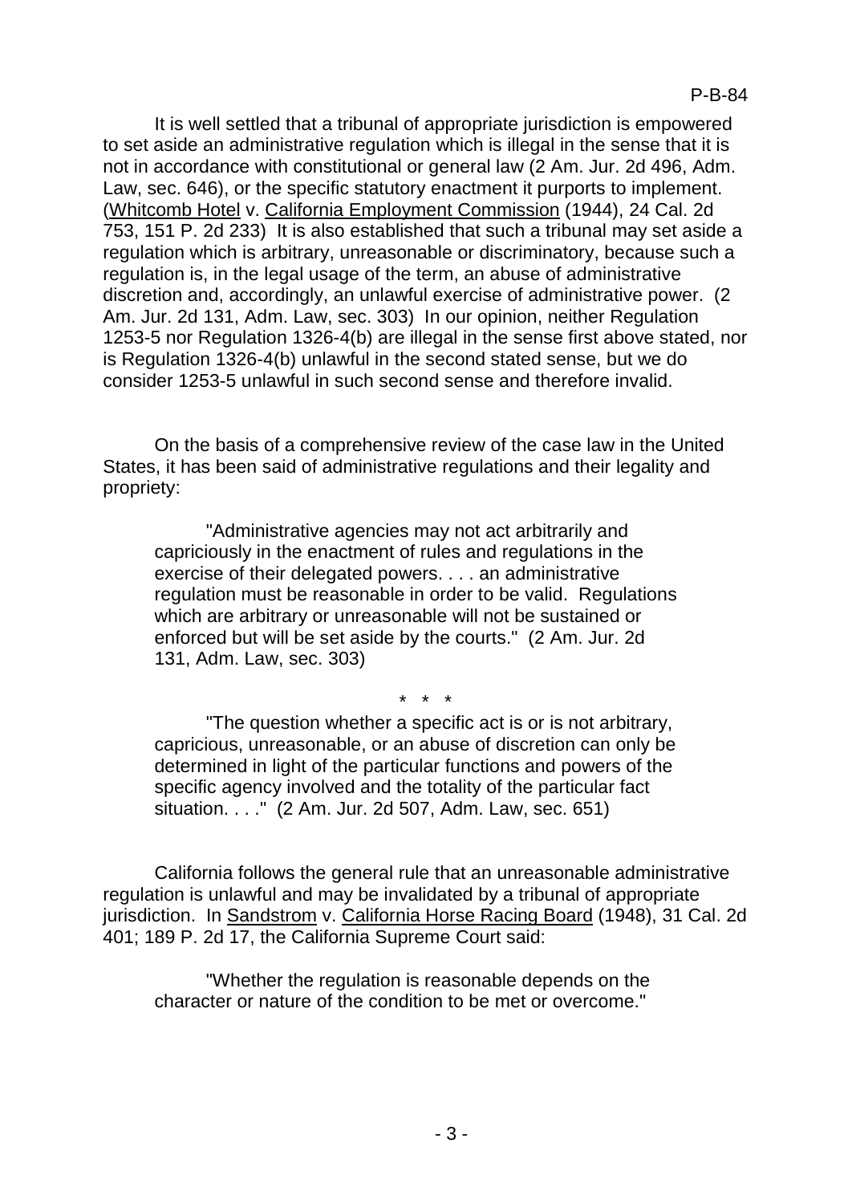It is well settled that a tribunal of appropriate jurisdiction is empowered to set aside an administrative regulation which is illegal in the sense that it is not in accordance with constitutional or general law (2 Am. Jur. 2d 496, Adm. Law, sec. 646), or the specific statutory enactment it purports to implement. (Whitcomb Hotel v. California Employment Commission (1944), 24 Cal. 2d 753, 151 P. 2d 233) It is also established that such a tribunal may set aside a regulation which is arbitrary, unreasonable or discriminatory, because such a regulation is, in the legal usage of the term, an abuse of administrative discretion and, accordingly, an unlawful exercise of administrative power. (2 Am. Jur. 2d 131, Adm. Law, sec. 303) In our opinion, neither Regulation 1253-5 nor Regulation 1326-4(b) are illegal in the sense first above stated, nor is Regulation 1326-4(b) unlawful in the second stated sense, but we do consider 1253-5 unlawful in such second sense and therefore invalid.

On the basis of a comprehensive review of the case law in the United States, it has been said of administrative regulations and their legality and propriety:

> "Administrative agencies may not act arbitrarily and capriciously in the enactment of rules and regulations in the exercise of their delegated powers. . . . an administrative regulation must be reasonable in order to be valid. Regulations which are arbitrary or unreasonable will not be sustained or enforced but will be set aside by the courts." (2 Am. Jur. 2d 131, Adm. Law, sec. 303)
>
> \* \* \*
>
> "The question whether a specific act is or is not arbitrary, capricious, unreasonable, or an abuse of discretion can only be determined in light of the particular functions and powers of the specific agency involved and the totality of the particular fact situation. . . ." (2 Am. Jur. 2d 507, Adm. Law, sec. 651)

California follows the general rule that an unreasonable administrative regulation is unlawful and may be invalidated by a tribunal of appropriate jurisdiction. In Sandstrom v. California Horse Racing Board (1948), 31 Cal. 2d 401; 189 P. 2d 17, the California Supreme Court said:

> "Whether the regulation is reasonable depends on the character or nature of the condition to be met or overcome."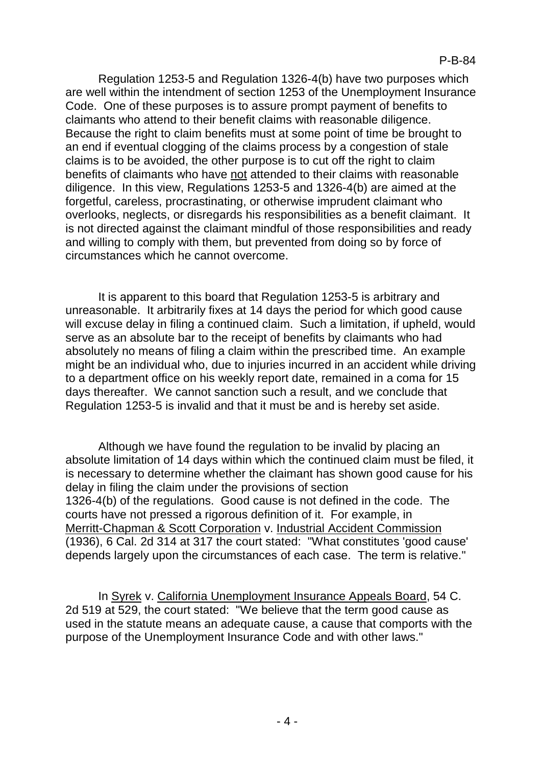Regulation 1253-5 and Regulation 1326-4(b) have two purposes which are well within the intendment of section 1253 of the Unemployment Insurance Code. One of these purposes is to assure prompt payment of benefits to claimants who attend to their benefit claims with reasonable diligence. Because the right to claim benefits must at some point of time be brought to an end if eventual clogging of the claims process by a congestion of stale claims is to be avoided, the other purpose is to cut off the right to claim benefits of claimants who have <u>not</u> attended to their claims with reasonable diligence. In this view, Regulations 1253-5 and 1326-4(b) are aimed at the forgetful, careless, procrastinating, or otherwise imprudent claimant who overlooks, neglects, or disregards his responsibilities as a benefit claimant. It is not directed against the claimant mindful of those responsibilities and ready and willing to comply with them, but prevented from doing so by force of circumstances which he cannot overcome.

It is apparent to this board that Regulation 1253-5 is arbitrary and unreasonable. It arbitrarily fixes at 14 days the period for which good cause will excuse delay in filing a continued claim. Such a limitation, if upheld, would serve as an absolute bar to the receipt of benefits by claimants who had absolutely no means of filing a claim within the prescribed time. An example might be an individual who, due to injuries incurred in an accident while driving to a department office on his weekly report date, remained in a coma for 15 days thereafter. We cannot sanction such a result, and we conclude that Regulation 1253-5 is invalid and that it must be and is hereby set aside.

Although we have found the regulation to be invalid by placing an absolute limitation of 14 days within which the continued claim must be filed, it is necessary to determine whether the claimant has shown good cause for his delay in filing the claim under the provisions of section 1326-4(b) of the regulations. Good cause is not defined in the code. The courts have not pressed a rigorous definition of it. For example, in <u>Merritt-Chapman & Scott Corporation</u> v. <u>Industrial Accident Commission</u> (1936), 6 Cal. 2d 314 at 317 the court stated: "What constitutes 'good cause' depends largely upon the circumstances of each case. The term is relative."

In <u>Syrek</u> v. <u>California Unemployment Insurance Appeals Board</u>, 54 C. 2d 519 at 529, the court stated: "We believe that the term good cause as used in the statute means an adequate cause, a cause that comports with the purpose of the Unemployment Insurance Code and with other laws."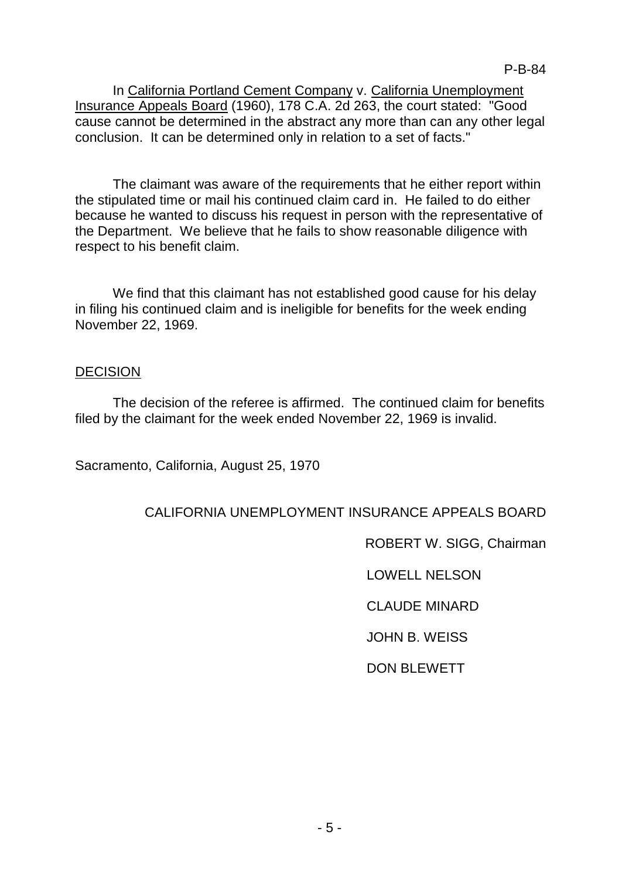In California Portland Cement Company v. California Unemployment Insurance Appeals Board (1960), 178 C.A. 2d 263, the court stated: "Good cause cannot be determined in the abstract any more than can any other legal conclusion. It can be determined only in relation to a set of facts."

The claimant was aware of the requirements that he either report within the stipulated time or mail his continued claim card in. He failed to do either because he wanted to discuss his request in person with the representative of the Department. We believe that he fails to show reasonable diligence with respect to his benefit claim.

We find that this claimant has not established good cause for his delay in filing his continued claim and is ineligible for benefits for the week ending November 22, 1969.

## DECISION

The decision of the referee is affirmed. The continued claim for benefits filed by the claimant for the week ended November 22, 1969 is invalid.

Sacramento, California, August 25, 1970

CALIFORNIA UNEMPLOYMENT INSURANCE APPEALS BOARD

ROBERT W. SIGG, Chairman

LOWELL NELSON

CLAUDE MINARD

JOHN B. WEISS

DON BLEWETT